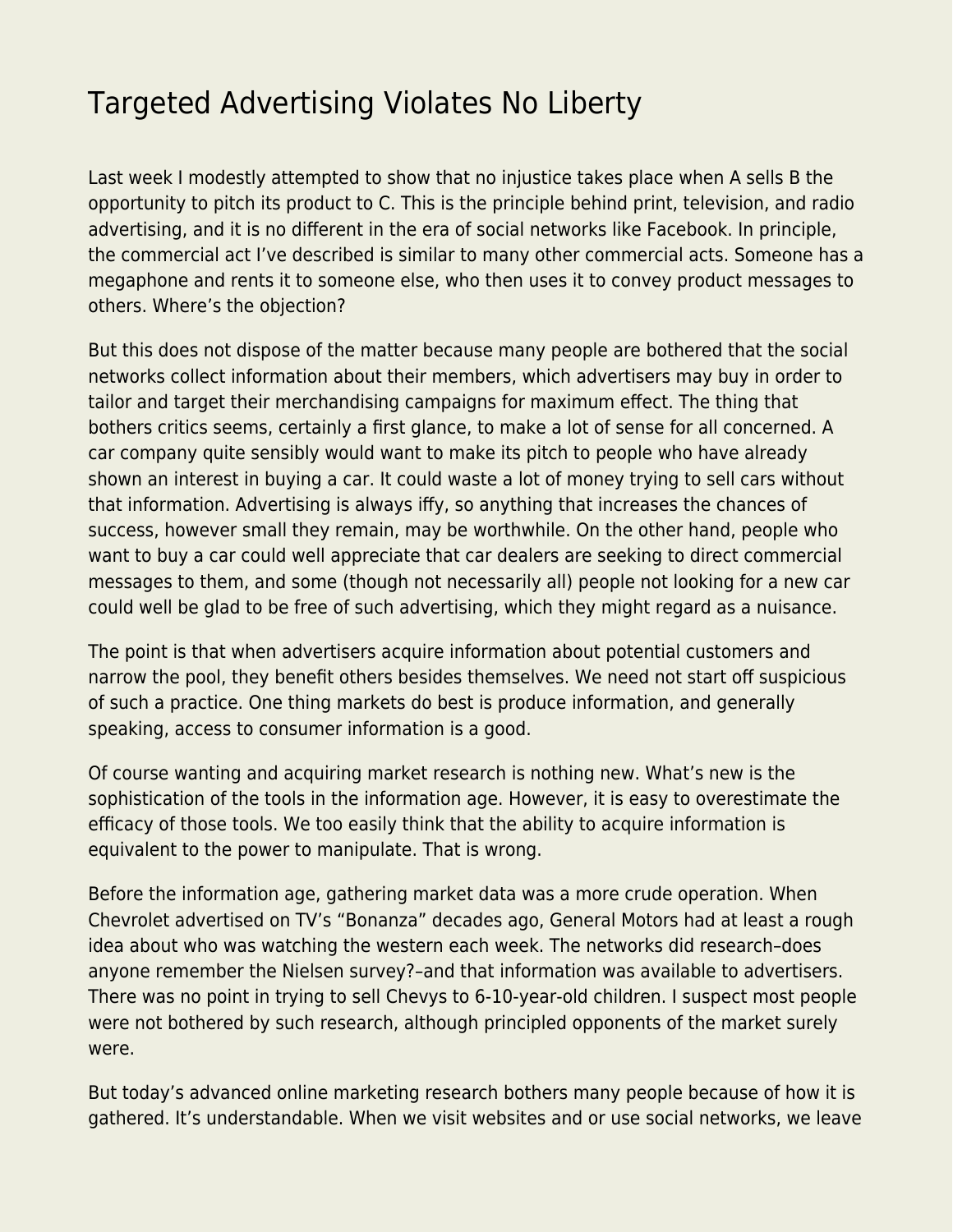# Targeted Advertising Violates No Liberty

Last week I modestly attempted to show that no injustice takes place when A sells B the opportunity to pitch its product to C. This is the principle behind print, television, and radio advertising, and it is no different in the era of social networks like Facebook. In principle, the commercial act I've described is similar to many other commercial acts. Someone has a megaphone and rents it to someone else, who then uses it to convey product messages to others. Where's the objection?

But this does not dispose of the matter because many people are bothered that the social networks collect information about their members, which advertisers may buy in order to tailor and target their merchandising campaigns for maximum effect. The thing that bothers critics seems, certainly a first glance, to make a lot of sense for all concerned. A car company quite sensibly would want to make its pitch to people who have already shown an interest in buying a car. It could waste a lot of money trying to sell cars without that information. Advertising is always iffy, so anything that increases the chances of success, however small they remain, may be worthwhile. On the other hand, people who want to buy a car could well appreciate that car dealers are seeking to direct commercial messages to them, and some (though not necessarily all) people not looking for a new car could well be glad to be free of such advertising, which they might regard as a nuisance.

The point is that when advertisers acquire information about potential customers and narrow the pool, they benefit others besides themselves. We need not start off suspicious of such a practice. One thing markets do best is produce information, and generally speaking, access to consumer information is a good.

Of course wanting and acquiring market research is nothing new. What's new is the sophistication of the tools in the information age. However, it is easy to overestimate the efficacy of those tools. We too easily think that the ability to acquire information is equivalent to the power to manipulate. That is wrong.

Before the information age, gathering market data was a more crude operation. When Chevrolet advertised on TV's "Bonanza" decades ago, General Motors had at least a rough idea about who was watching the western each week. The networks did research–does anyone remember the Nielsen survey?–and that information was available to advertisers. There was no point in trying to sell Chevys to 6-10-year-old children. I suspect most people were not bothered by such research, although principled opponents of the market surely were.

But today's advanced online marketing research bothers many people because of how it is gathered. It's understandable. When we visit websites and or use social networks, we leave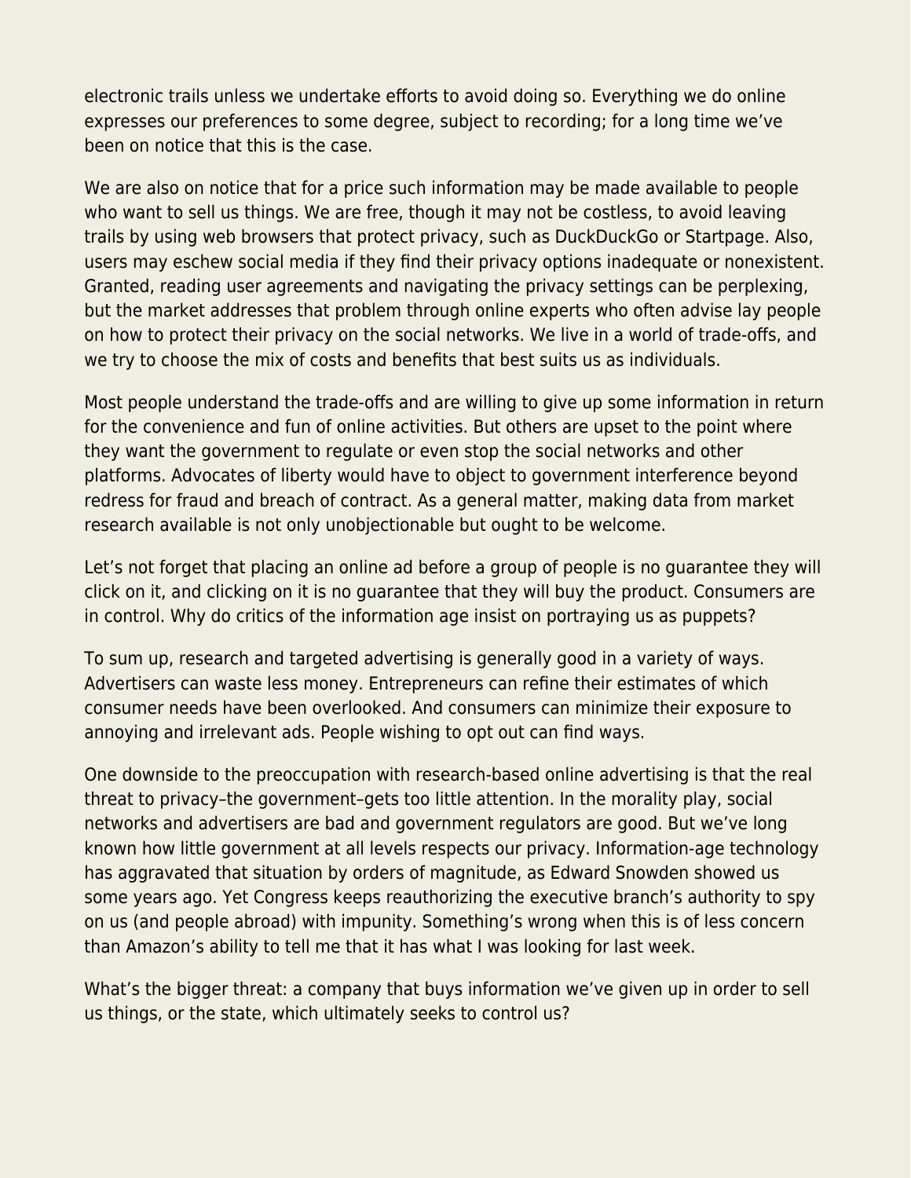electronic trails unless we undertake efforts to avoid doing so. Everything we do online expresses our preferences to some degree, subject to recording; for a long time we've been on notice that this is the case.

We are also on notice that for a price such information may be made available to people who want to sell us things. We are free, though it may not be costless, to avoid leaving trails by using web browsers that protect privacy, such as DuckDuckGo or Startpage. Also, users may eschew social media if they find their privacy options inadequate or nonexistent. Granted, reading user agreements and navigating the privacy settings can be perplexing, but the market addresses that problem through online experts who often advise lay people on how to protect their privacy on the social networks. We live in a world of trade-offs, and we try to choose the mix of costs and benefits that best suits us as individuals.

Most people understand the trade-offs and are willing to give up some information in return for the convenience and fun of online activities. But others are upset to the point where they want the government to regulate or even stop the social networks and other platforms. Advocates of liberty would have to object to government interference beyond redress for fraud and breach of contract. As a general matter, making data from market research available is not only unobjectionable but ought to be welcome.

Let's not forget that placing an online ad before a group of people is no guarantee they will click on it, and clicking on it is no guarantee that they will buy the product. Consumers are in control. Why do critics of the information age insist on portraying us as puppets?

To sum up, research and targeted advertising is generally good in a variety of ways. Advertisers can waste less money. Entrepreneurs can refine their estimates of which consumer needs have been overlooked. And consumers can minimize their exposure to annoying and irrelevant ads. People wishing to opt out can find ways.

One downside to the preoccupation with research-based online advertising is that the real threat to privacy–the government–gets too little attention. In the morality play, social networks and advertisers are bad and government regulators are good. But we've long known how little government at all levels respects our privacy. Information-age technology has aggravated that situation by orders of magnitude, as Edward Snowden showed us some years ago. Yet Congress keeps reauthorizing the executive branch's authority to spy on us (and people abroad) with impunity. Something's wrong when this is of less concern than Amazon's ability to tell me that it has what I was looking for last week.

What's the bigger threat: a company that buys information we've given up in order to sell us things, or the state, which ultimately seeks to control us?